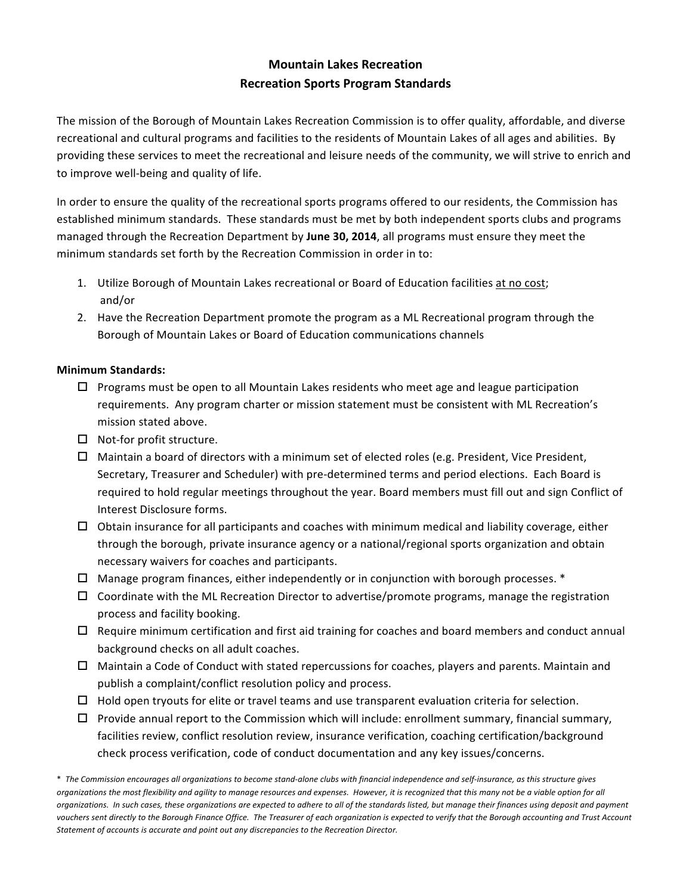# Mountain Lakes Recreation
## Recreation Sports Program Standards

The mission of the Borough of Mountain Lakes Recreation Commission is to offer quality, affordable, and diverse recreational and cultural programs and facilities to the residents of Mountain Lakes of all ages and abilities. By providing these services to meet the recreational and leisure needs of the community, we will strive to enrich and to improve well-being and quality of life.

In order to ensure the quality of the recreational sports programs offered to our residents, the Commission has established minimum standards. These standards must be met by both independent sports clubs and programs managed through the Recreation Department by **June 30, 2014**, all programs must ensure they meet the minimum standards set forth by the Recreation Commission in order in to:

1. Utilize Borough of Mountain Lakes recreational or Board of Education facilities <u>at no cost</u>; and/or
2. Have the Recreation Department promote the program as a ML Recreational program through the Borough of Mountain Lakes or Board of Education communications channels

**Minimum Standards:**

- ☐ Programs must be open to all Mountain Lakes residents who meet age and league participation requirements. Any program charter or mission statement must be consistent with ML Recreation's mission stated above.
- ☐ Not-for profit structure.
- ☐ Maintain a board of directors with a minimum set of elected roles (e.g. President, Vice President, Secretary, Treasurer and Scheduler) with pre-determined terms and period elections. Each Board is required to hold regular meetings throughout the year. Board members must fill out and sign Conflict of Interest Disclosure forms.
- ☐ Obtain insurance for all participants and coaches with minimum medical and liability coverage, either through the borough, private insurance agency or a national/regional sports organization and obtain necessary waivers for coaches and participants.
- ☐ Manage program finances, either independently or in conjunction with borough processes. *
- ☐ Coordinate with the ML Recreation Director to advertise/promote programs, manage the registration process and facility booking.
- ☐ Require minimum certification and first aid training for coaches and board members and conduct annual background checks on all adult coaches.
- ☐ Maintain a Code of Conduct with stated repercussions for coaches, players and parents. Maintain and publish a complaint/conflict resolution policy and process.
- ☐ Hold open tryouts for elite or travel teams and use transparent evaluation criteria for selection.
- ☐ Provide annual report to the Commission which will include: enrollment summary, financial summary, facilities review, conflict resolution review, insurance verification, coaching certification/background check process verification, code of conduct documentation and any key issues/concerns.

*\* The Commission encourages all organizations to become stand-alone clubs with financial independence and self-insurance, as this structure gives organizations the most flexibility and agility to manage resources and expenses. However, it is recognized that this many not be a viable option for all organizations. In such cases, these organizations are expected to adhere to all of the standards listed, but manage their finances using deposit and payment vouchers sent directly to the Borough Finance Office. The Treasurer of each organization is expected to verify that the Borough accounting and Trust Account Statement of accounts is accurate and point out any discrepancies to the Recreation Director.*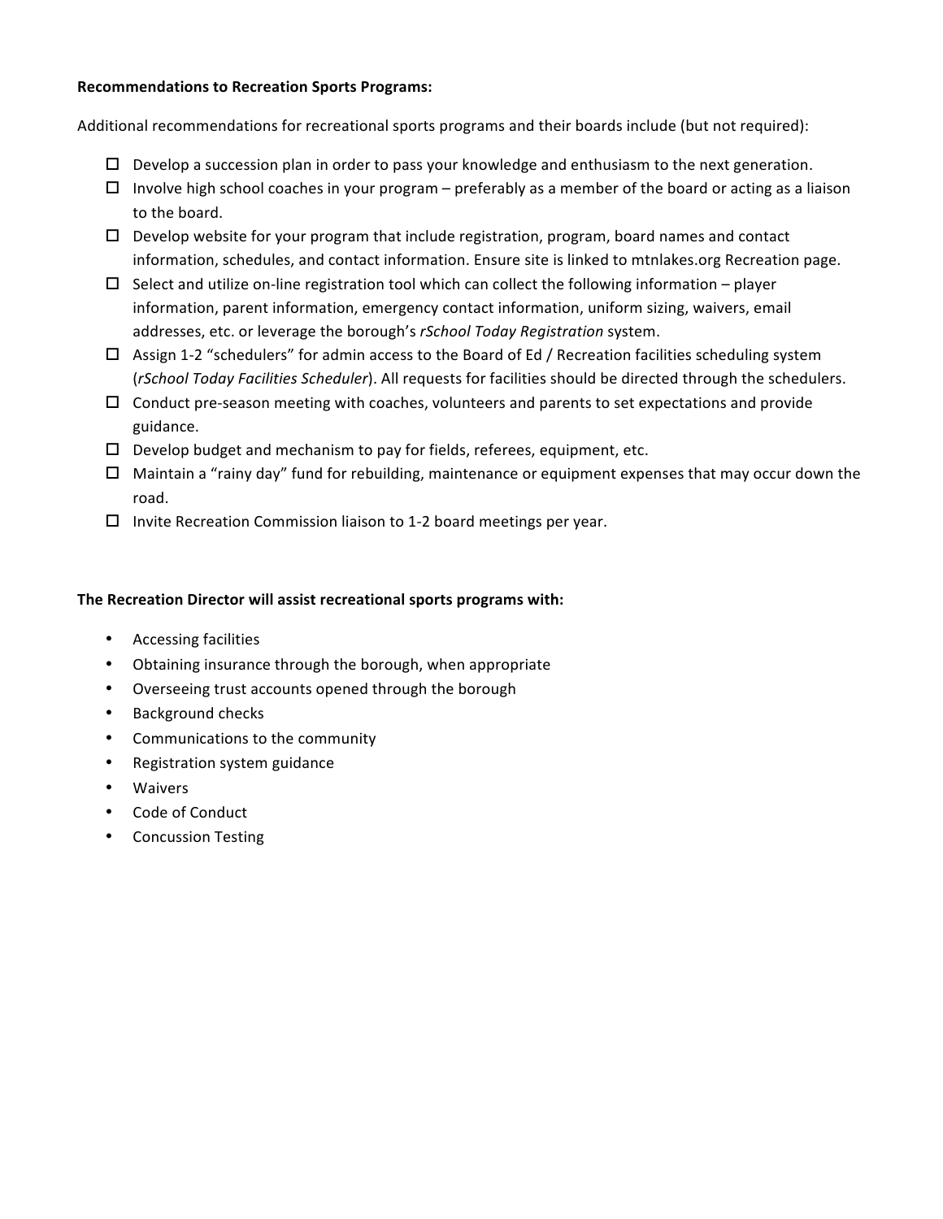**Recommendations to Recreation Sports Programs:**

Additional recommendations for recreational sports programs and their boards include (but not required):

- [ ] Develop a succession plan in order to pass your knowledge and enthusiasm to the next generation.
- [ ] Involve high school coaches in your program – preferably as a member of the board or acting as a liaison to the board.
- [ ] Develop website for your program that include registration, program, board names and contact information, schedules, and contact information. Ensure site is linked to mtnlakes.org Recreation page.
- [ ] Select and utilize on-line registration tool which can collect the following information – player information, parent information, emergency contact information, uniform sizing, waivers, email addresses, etc. or leverage the borough's *rSchool Today Registration* system.
- [ ] Assign 1-2 "schedulers" for admin access to the Board of Ed / Recreation facilities scheduling system (*rSchool Today Facilities Scheduler*). All requests for facilities should be directed through the schedulers.
- [ ] Conduct pre-season meeting with coaches, volunteers and parents to set expectations and provide guidance.
- [ ] Develop budget and mechanism to pay for fields, referees, equipment, etc.
- [ ] Maintain a "rainy day" fund for rebuilding, maintenance or equipment expenses that may occur down the road.
- [ ] Invite Recreation Commission liaison to 1-2 board meetings per year.

**The Recreation Director will assist recreational sports programs with:**

- Accessing facilities
- Obtaining insurance through the borough, when appropriate
- Overseeing trust accounts opened through the borough
- Background checks
- Communications to the community
- Registration system guidance
- Waivers
- Code of Conduct
- Concussion Testing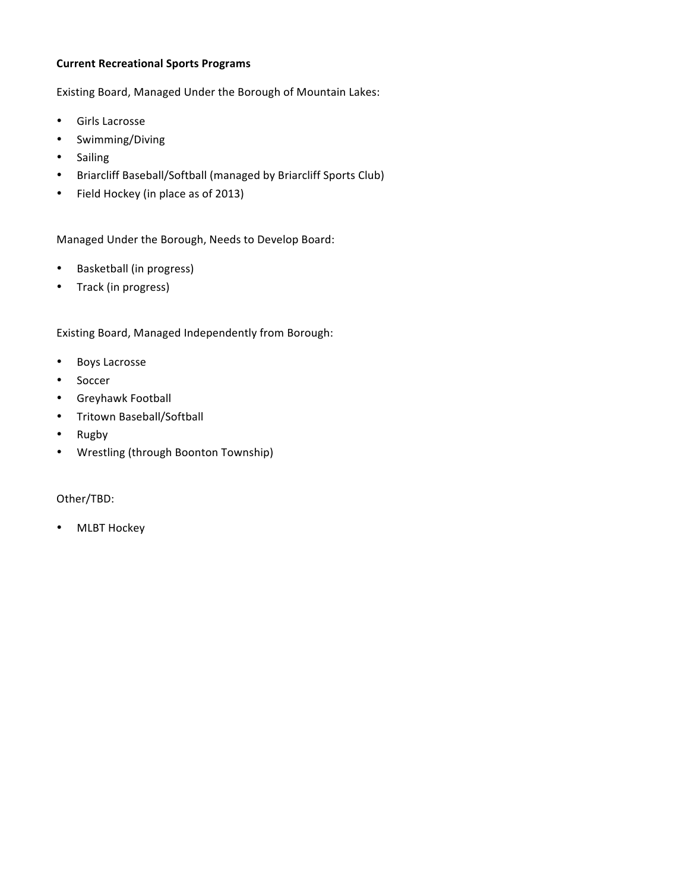**Current Recreational Sports Programs**

Existing Board, Managed Under the Borough of Mountain Lakes:

- Girls Lacrosse
- Swimming/Diving
- Sailing
- Briarcliff Baseball/Softball (managed by Briarcliff Sports Club)
- Field Hockey (in place as of 2013)

Managed Under the Borough, Needs to Develop Board:

- Basketball (in progress)
- Track (in progress)

Existing Board, Managed Independently from Borough:

- Boys Lacrosse
- Soccer
- Greyhawk Football
- Tritown Baseball/Softball
- Rugby
- Wrestling (through Boonton Township)

Other/TBD:

- MLBT Hockey